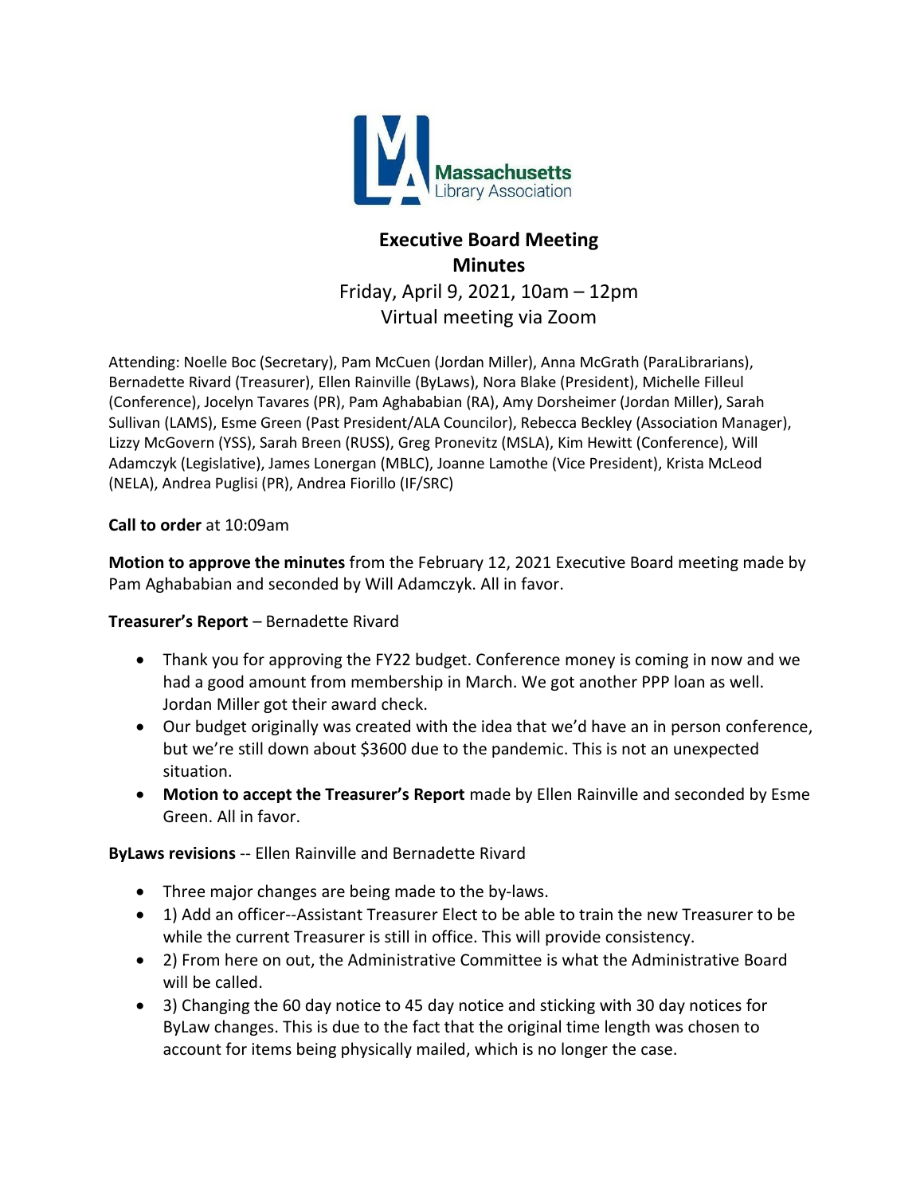# Executive Board Meeting
# Minutes

Friday, April 9, 2021, 10am – 12pm
Virtual meeting via Zoom

Attending: Noelle Boc (Secretary), Pam McCuen (Jordan Miller), Anna McGrath (ParaLibrarians), Bernadette Rivard (Treasurer), Ellen Rainville (ByLaws), Nora Blake (President), Michelle Filleul (Conference), Jocelyn Tavares (PR), Pam Aghababian (RA), Amy Dorsheimer (Jordan Miller), Sarah Sullivan (LAMS), Esme Green (Past President/ALA Councilor), Rebecca Beckley (Association Manager), Lizzy McGovern (YSS), Sarah Breen (RUSS), Greg Pronevitz (MSLA), Kim Hewitt (Conference), Will Adamczyk (Legislative), James Lonergan (MBLC), Joanne Lamothe (Vice President), Krista McLeod (NELA), Andrea Puglisi (PR), Andrea Fiorillo (IF/SRC)

**Call to order** at 10:09am

**Motion to approve the minutes** from the February 12, 2021 Executive Board meeting made by Pam Aghababian and seconded by Will Adamczyk. All in favor.

**Treasurer's Report** – Bernadette Rivard

- Thank you for approving the FY22 budget. Conference money is coming in now and we had a good amount from membership in March. We got another PPP loan as well. Jordan Miller got their award check.
- Our budget originally was created with the idea that we'd have an in person conference, but we're still down about $3600 due to the pandemic. This is not an unexpected situation.
- **Motion to accept the Treasurer's Report** made by Ellen Rainville and seconded by Esme Green. All in favor.

**ByLaws revisions** -- Ellen Rainville and Bernadette Rivard

- Three major changes are being made to the by-laws.
- 1) Add an officer--Assistant Treasurer Elect to be able to train the new Treasurer to be while the current Treasurer is still in office. This will provide consistency.
- 2) From here on out, the Administrative Committee is what the Administrative Board will be called.
- 3) Changing the 60 day notice to 45 day notice and sticking with 30 day notices for ByLaw changes. This is due to the fact that the original time length was chosen to account for items being physically mailed, which is no longer the case.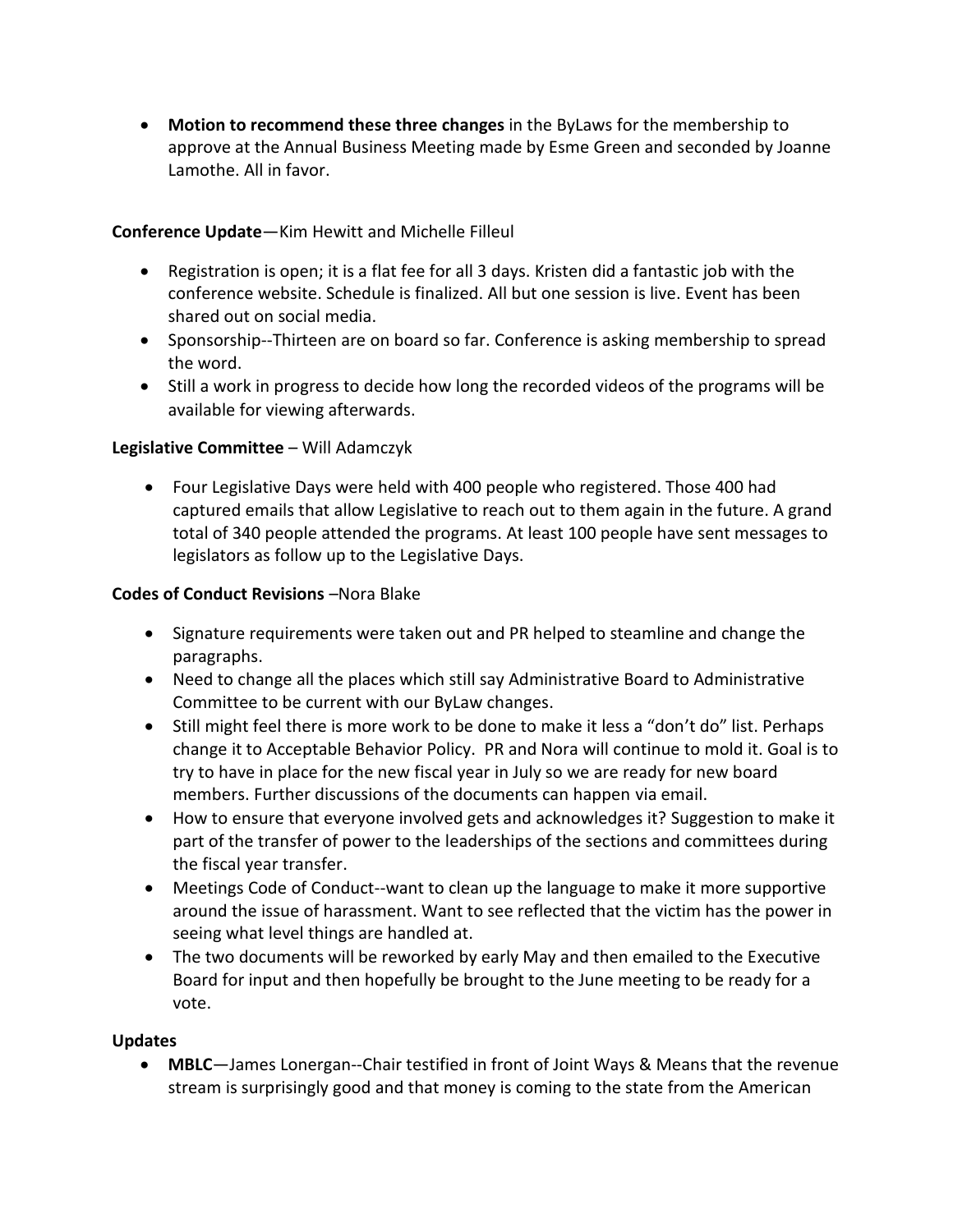- **Motion to recommend these three changes** in the ByLaws for the membership to approve at the Annual Business Meeting made by Esme Green and seconded by Joanne Lamothe. All in favor.

**Conference Update**—Kim Hewitt and Michelle Filleul

- Registration is open; it is a flat fee for all 3 days. Kristen did a fantastic job with the conference website. Schedule is finalized. All but one session is live. Event has been shared out on social media.
- Sponsorship--Thirteen are on board so far. Conference is asking membership to spread the word.
- Still a work in progress to decide how long the recorded videos of the programs will be available for viewing afterwards.

**Legislative Committee** – Will Adamczyk

- Four Legislative Days were held with 400 people who registered. Those 400 had captured emails that allow Legislative to reach out to them again in the future. A grand total of 340 people attended the programs. At least 100 people have sent messages to legislators as follow up to the Legislative Days.

**Codes of Conduct Revisions** –Nora Blake

- Signature requirements were taken out and PR helped to steamline and change the paragraphs.
- Need to change all the places which still say Administrative Board to Administrative Committee to be current with our ByLaw changes.
- Still might feel there is more work to be done to make it less a "don't do" list. Perhaps change it to Acceptable Behavior Policy. PR and Nora will continue to mold it. Goal is to try to have in place for the new fiscal year in July so we are ready for new board members. Further discussions of the documents can happen via email.
- How to ensure that everyone involved gets and acknowledges it? Suggestion to make it part of the transfer of power to the leaderships of the sections and committees during the fiscal year transfer.
- Meetings Code of Conduct--want to clean up the language to make it more supportive around the issue of harassment. Want to see reflected that the victim has the power in seeing what level things are handled at.
- The two documents will be reworked by early May and then emailed to the Executive Board for input and then hopefully be brought to the June meeting to be ready for a vote.

**Updates**

- **MBLC**—James Lonergan--Chair testified in front of Joint Ways & Means that the revenue stream is surprisingly good and that money is coming to the state from the American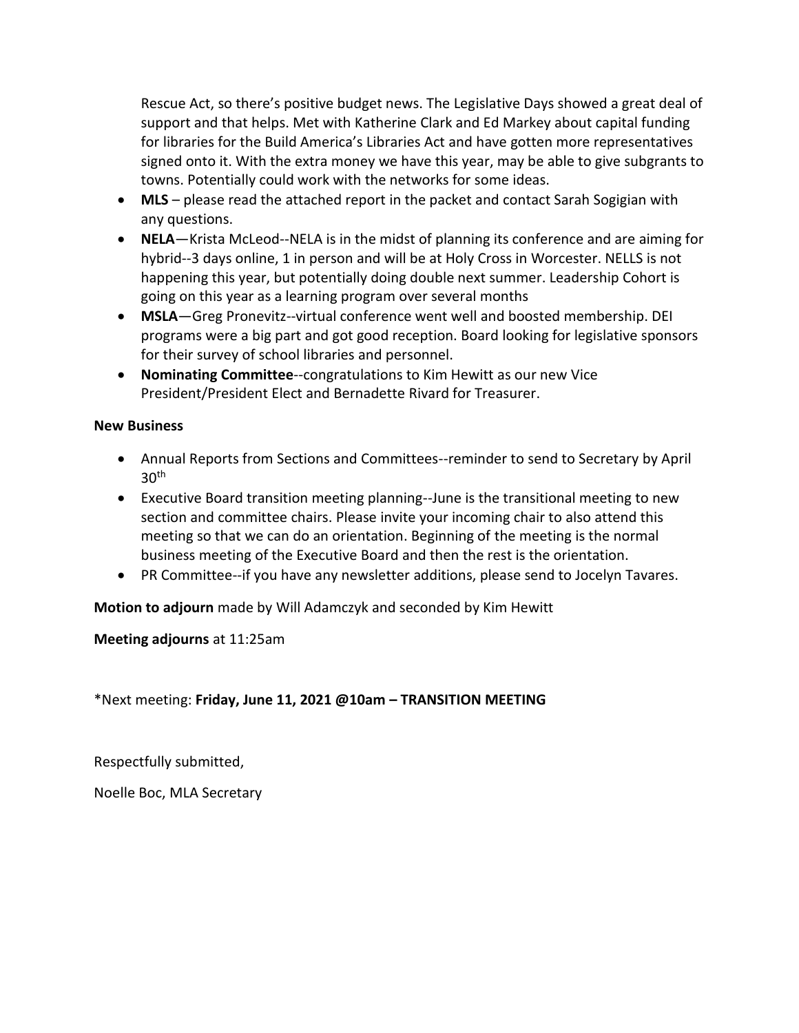Rescue Act, so there's positive budget news. The Legislative Days showed a great deal of support and that helps. Met with Katherine Clark and Ed Markey about capital funding for libraries for the Build America's Libraries Act and have gotten more representatives signed onto it. With the extra money we have this year, may be able to give subgrants to towns. Potentially could work with the networks for some ideas.

- **MLS** – please read the attached report in the packet and contact Sarah Sogigian with any questions.
- **NELA**—Krista McLeod--NELA is in the midst of planning its conference and are aiming for hybrid--3 days online, 1 in person and will be at Holy Cross in Worcester. NELLS is not happening this year, but potentially doing double next summer. Leadership Cohort is going on this year as a learning program over several months
- **MSLA**—Greg Pronevitz--virtual conference went well and boosted membership. DEI programs were a big part and got good reception. Board looking for legislative sponsors for their survey of school libraries and personnel.
- **Nominating Committee**--congratulations to Kim Hewitt as our new Vice President/President Elect and Bernadette Rivard for Treasurer.

**New Business**

- Annual Reports from Sections and Committees--reminder to send to Secretary by April 30th
- Executive Board transition meeting planning--June is the transitional meeting to new section and committee chairs. Please invite your incoming chair to also attend this meeting so that we can do an orientation. Beginning of the meeting is the normal business meeting of the Executive Board and then the rest is the orientation.
- PR Committee--if you have any newsletter additions, please send to Jocelyn Tavares.

**Motion to adjourn** made by Will Adamczyk and seconded by Kim Hewitt

**Meeting adjourns** at 11:25am

*Next meeting: **Friday, June 11, 2021 @10am – TRANSITION MEETING**

Respectfully submitted,

Noelle Boc, MLA Secretary